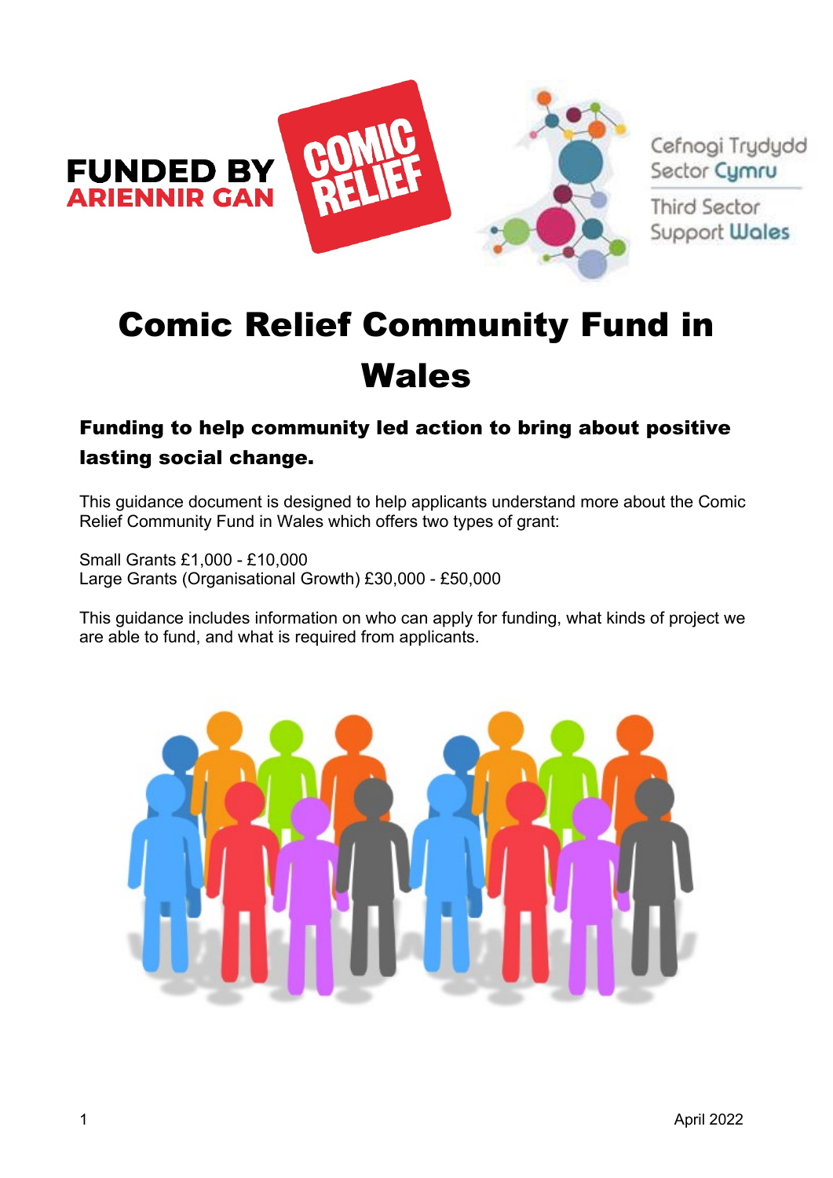FUNDED BY
ARIENNIR GAN

Cefnogi Trydydd Sector Cymru
Third Sector Support Wales

# Comic Relief Community Fund in Wales

## Funding to help community led action to bring about positive lasting social change.

This guidance document is designed to help applicants understand more about the Comic Relief Community Fund in Wales which offers two types of grant:

Small Grants £1,000 - £10,000
Large Grants (Organisational Growth) £30,000 - £50,000

This guidance includes information on who can apply for funding, what kinds of project we are able to fund, and what is required from applicants.

April 2022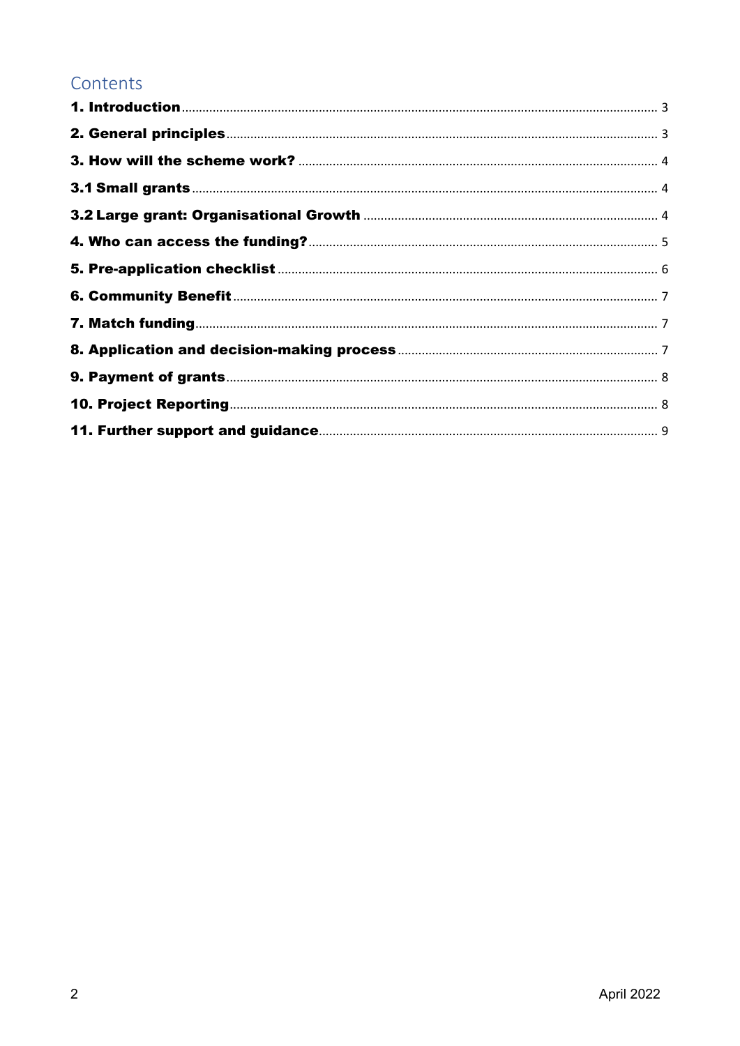## Contents

**1. Introduction** ..... 3

**2. General principles** ..... 3

**3. How will the scheme work?** ..... 4

**3.1 Small grants** ..... 4

**3.2 Large grant: Organisational Growth** ..... 4

**4. Who can access the funding?** ..... 5

**5. Pre-application checklist** ..... 6

**6. Community Benefit** ..... 7

**7. Match funding** ..... 7

**8. Application and decision-making process** ..... 7

**9. Payment of grants** ..... 8

**10. Project Reporting** ..... 8

**11. Further support and guidance** ..... 9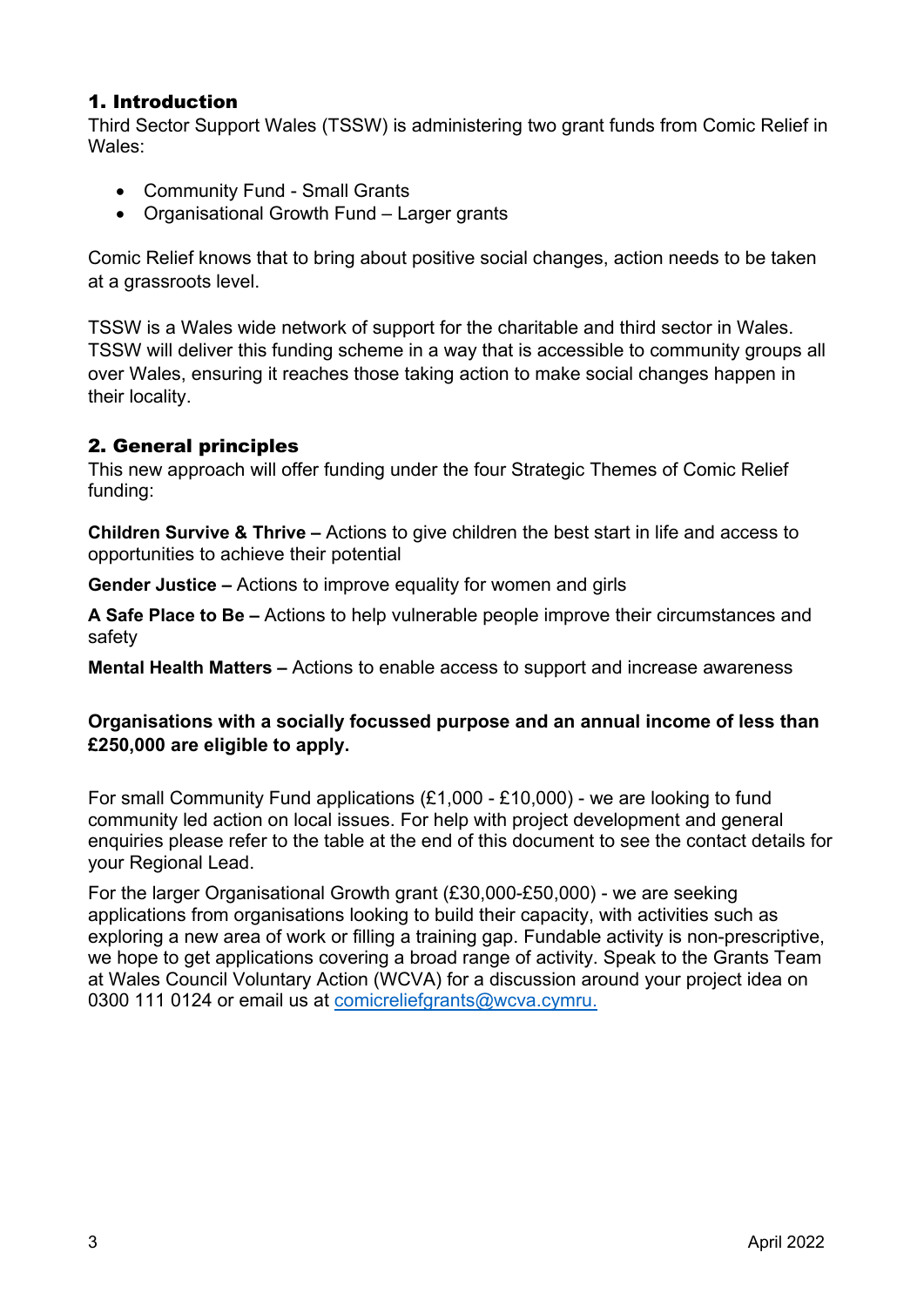## 1. Introduction

Third Sector Support Wales (TSSW) is administering two grant funds from Comic Relief in Wales:

- Community Fund - Small Grants
- Organisational Growth Fund – Larger grants

Comic Relief knows that to bring about positive social changes, action needs to be taken at a grassroots level.

TSSW is a Wales wide network of support for the charitable and third sector in Wales. TSSW will deliver this funding scheme in a way that is accessible to community groups all over Wales, ensuring it reaches those taking action to make social changes happen in their locality.

## 2. General principles

This new approach will offer funding under the four Strategic Themes of Comic Relief funding:

**Children Survive & Thrive –** Actions to give children the best start in life and access to opportunities to achieve their potential

**Gender Justice –** Actions to improve equality for women and girls

**A Safe Place to Be –** Actions to help vulnerable people improve their circumstances and safety

**Mental Health Matters –** Actions to enable access to support and increase awareness

**Organisations with a socially focussed purpose and an annual income of less than £250,000 are eligible to apply.**

For small Community Fund applications (£1,000 - £10,000) - we are looking to fund community led action on local issues. For help with project development and general enquiries please refer to the table at the end of this document to see the contact details for your Regional Lead.

For the larger Organisational Growth grant (£30,000-£50,000) - we are seeking applications from organisations looking to build their capacity, with activities such as exploring a new area of work or filling a training gap. Fundable activity is non-prescriptive, we hope to get applications covering a broad range of activity. Speak to the Grants Team at Wales Council Voluntary Action (WCVA) for a discussion around your project idea on 0300 111 0124 or email us at comicreliefgrants@wcva.cymru.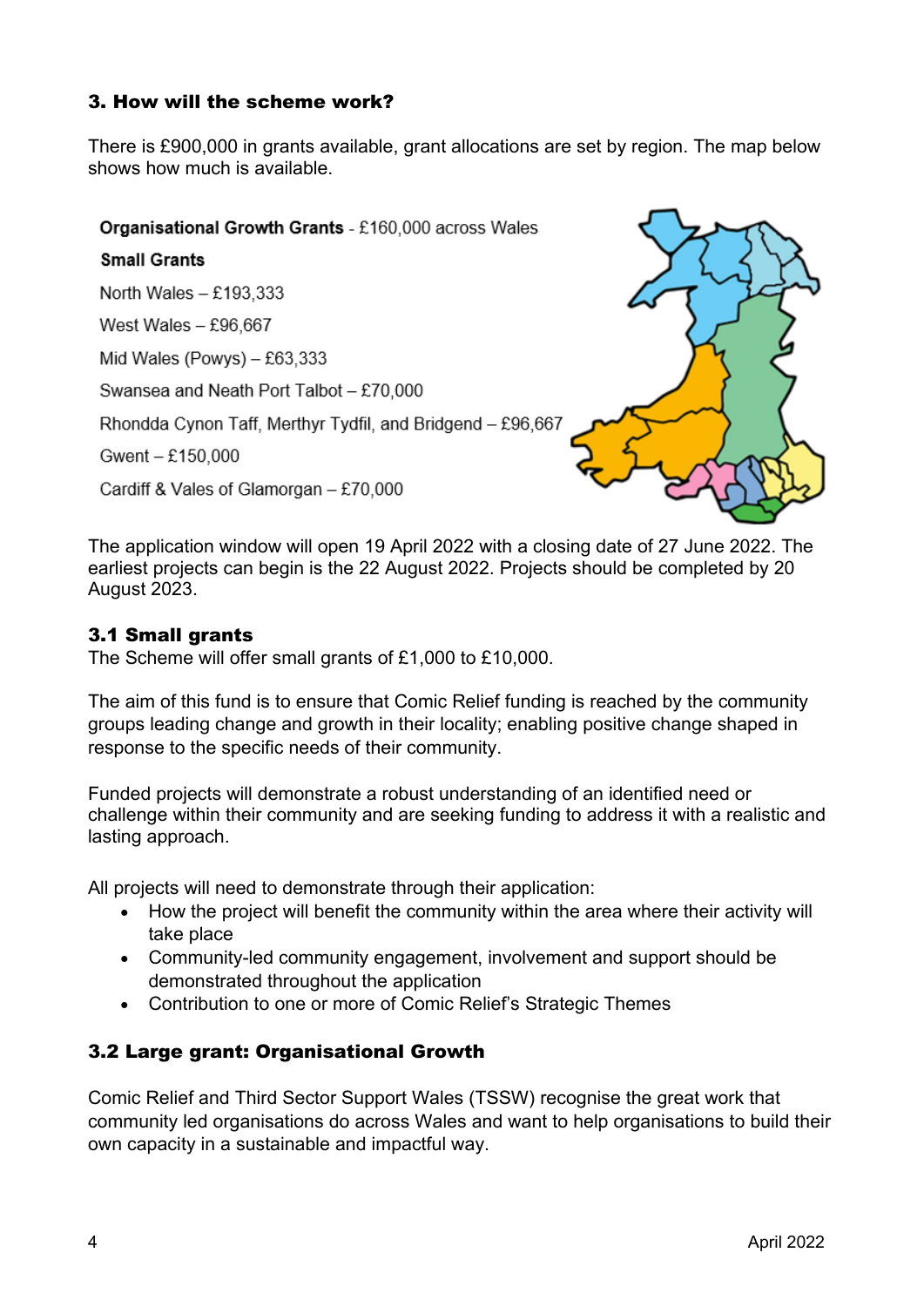## 3. How will the scheme work?

There is £900,000 in grants available, grant allocations are set by region. The map below shows how much is available.

**Organisational Growth Grants** - £160,000 across Wales

**Small Grants**

North Wales – £193,333

West Wales – £96,667

Mid Wales (Powys) – £63,333

Swansea and Neath Port Talbot – £70,000

Rhondda Cynon Taff, Merthyr Tydfil, and Bridgend – £96,667

Gwent – £150,000

Cardiff & Vales of Glamorgan – £70,000

The application window will open 19 April 2022 with a closing date of 27 June 2022. The earliest projects can begin is the 22 August 2022. Projects should be completed by 20 August 2023.

### 3.1 Small grants

The Scheme will offer small grants of £1,000 to £10,000.

The aim of this fund is to ensure that Comic Relief funding is reached by the community groups leading change and growth in their locality; enabling positive change shaped in response to the specific needs of their community.

Funded projects will demonstrate a robust understanding of an identified need or challenge within their community and are seeking funding to address it with a realistic and lasting approach.

All projects will need to demonstrate through their application:

- How the project will benefit the community within the area where their activity will take place
- Community-led community engagement, involvement and support should be demonstrated throughout the application
- Contribution to one or more of Comic Relief's Strategic Themes

### 3.2 Large grant: Organisational Growth

Comic Relief and Third Sector Support Wales (TSSW) recognise the great work that community led organisations do across Wales and want to help organisations to build their own capacity in a sustainable and impactful way.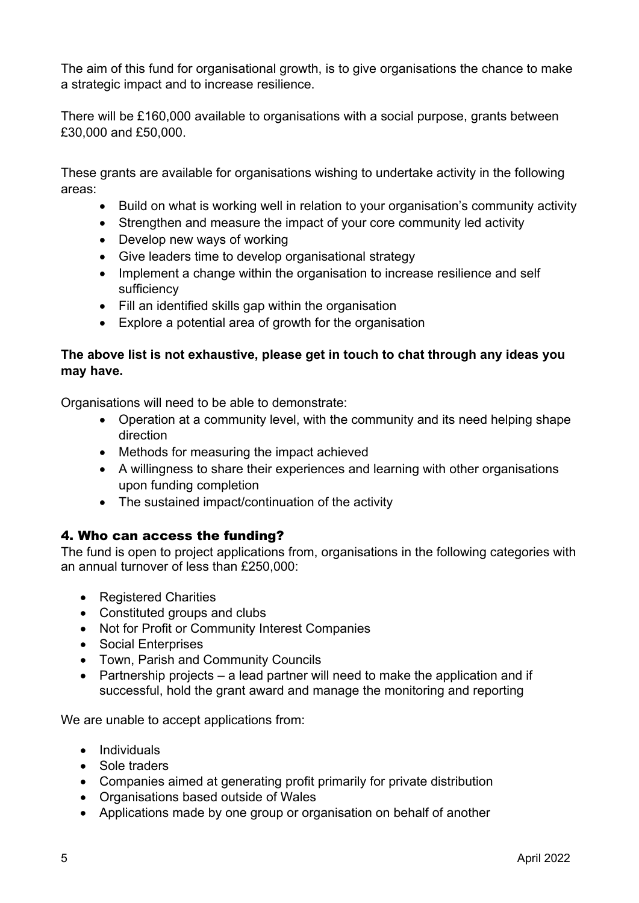The aim of this fund for organisational growth, is to give organisations the chance to make a strategic impact and to increase resilience.

There will be £160,000 available to organisations with a social purpose, grants between £30,000 and £50,000.

These grants are available for organisations wishing to undertake activity in the following areas:

- Build on what is working well in relation to your organisation's community activity
- Strengthen and measure the impact of your core community led activity
- Develop new ways of working
- Give leaders time to develop organisational strategy
- Implement a change within the organisation to increase resilience and self sufficiency
- Fill an identified skills gap within the organisation
- Explore a potential area of growth for the organisation

**The above list is not exhaustive, please get in touch to chat through any ideas you may have.**

Organisations will need to be able to demonstrate:

- Operation at a community level, with the community and its need helping shape direction
- Methods for measuring the impact achieved
- A willingness to share their experiences and learning with other organisations upon funding completion
- The sustained impact/continuation of the activity

## 4. Who can access the funding?

The fund is open to project applications from, organisations in the following categories with an annual turnover of less than £250,000:

- Registered Charities
- Constituted groups and clubs
- Not for Profit or Community Interest Companies
- Social Enterprises
- Town, Parish and Community Councils
- Partnership projects – a lead partner will need to make the application and if successful, hold the grant award and manage the monitoring and reporting

We are unable to accept applications from:

- Individuals
- Sole traders
- Companies aimed at generating profit primarily for private distribution
- Organisations based outside of Wales
- Applications made by one group or organisation on behalf of another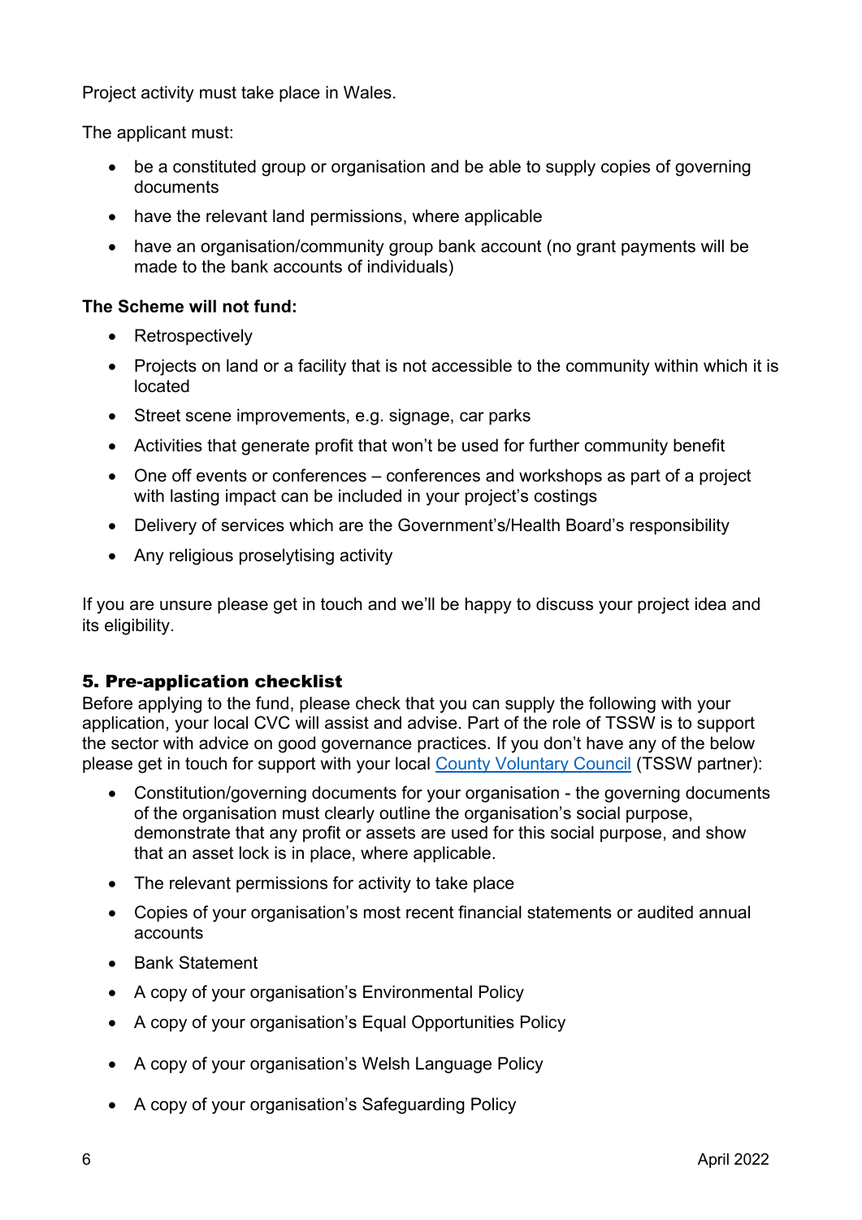Project activity must take place in Wales.

The applicant must:

- be a constituted group or organisation and be able to supply copies of governing documents
- have the relevant land permissions, where applicable
- have an organisation/community group bank account (no grant payments will be made to the bank accounts of individuals)

**The Scheme will not fund:**

- Retrospectively
- Projects on land or a facility that is not accessible to the community within which it is located
- Street scene improvements, e.g. signage, car parks
- Activities that generate profit that won't be used for further community benefit
- One off events or conferences – conferences and workshops as part of a project with lasting impact can be included in your project's costings
- Delivery of services which are the Government's/Health Board's responsibility
- Any religious proselytising activity

If you are unsure please get in touch and we'll be happy to discuss your project idea and its eligibility.

## 5. Pre-application checklist

Before applying to the fund, please check that you can supply the following with your application, your local CVC will assist and advise. Part of the role of TSSW is to support the sector with advice on good governance practices. If you don't have any of the below please get in touch for support with your local County Voluntary Council (TSSW partner):

- Constitution/governing documents for your organisation - the governing documents of the organisation must clearly outline the organisation's social purpose, demonstrate that any profit or assets are used for this social purpose, and show that an asset lock is in place, where applicable.
- The relevant permissions for activity to take place
- Copies of your organisation's most recent financial statements or audited annual accounts
- Bank Statement
- A copy of your organisation's Environmental Policy
- A copy of your organisation's Equal Opportunities Policy
- A copy of your organisation's Welsh Language Policy
- A copy of your organisation's Safeguarding Policy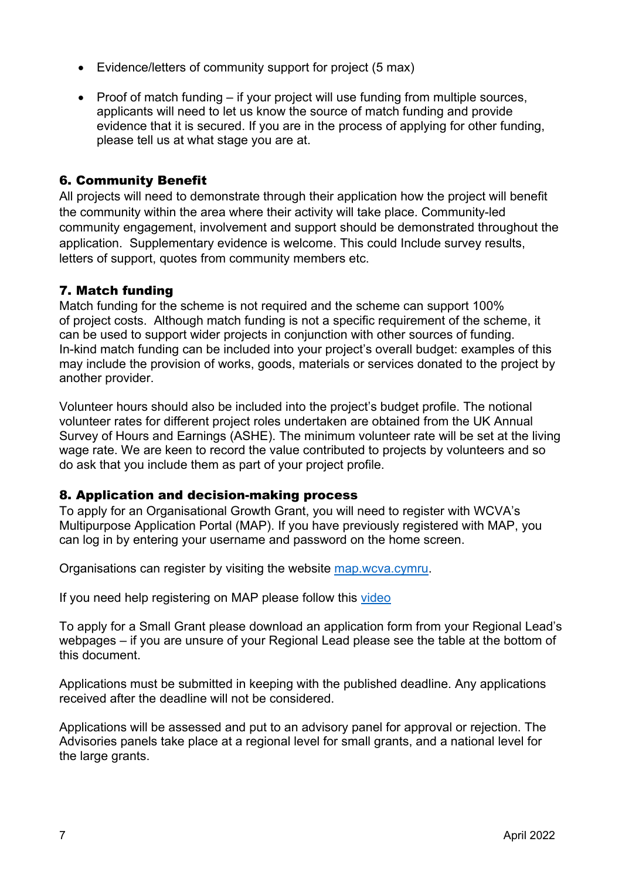- Evidence/letters of community support for project (5 max)
- Proof of match funding – if your project will use funding from multiple sources, applicants will need to let us know the source of match funding and provide evidence that it is secured. If you are in the process of applying for other funding, please tell us at what stage you are at.

## 6. Community Benefit

All projects will need to demonstrate through their application how the project will benefit the community within the area where their activity will take place. Community-led community engagement, involvement and support should be demonstrated throughout the application. Supplementary evidence is welcome. This could Include survey results, letters of support, quotes from community members etc.

## 7. Match funding

Match funding for the scheme is not required and the scheme can support 100% of project costs. Although match funding is not a specific requirement of the scheme, it can be used to support wider projects in conjunction with other sources of funding. In-kind match funding can be included into your project's overall budget: examples of this may include the provision of works, goods, materials or services donated to the project by another provider.

Volunteer hours should also be included into the project's budget profile. The notional volunteer rates for different project roles undertaken are obtained from the UK Annual Survey of Hours and Earnings (ASHE). The minimum volunteer rate will be set at the living wage rate. We are keen to record the value contributed to projects by volunteers and so do ask that you include them as part of your project profile.

## 8. Application and decision-making process

To apply for an Organisational Growth Grant, you will need to register with WCVA's Multipurpose Application Portal (MAP). If you have previously registered with MAP, you can log in by entering your username and password on the home screen.

Organisations can register by visiting the website map.wcva.cymru.

If you need help registering on MAP please follow this video

To apply for a Small Grant please download an application form from your Regional Lead's webpages – if you are unsure of your Regional Lead please see the table at the bottom of this document.

Applications must be submitted in keeping with the published deadline. Any applications received after the deadline will not be considered.

Applications will be assessed and put to an advisory panel for approval or rejection. The Advisories panels take place at a regional level for small grants, and a national level for the large grants.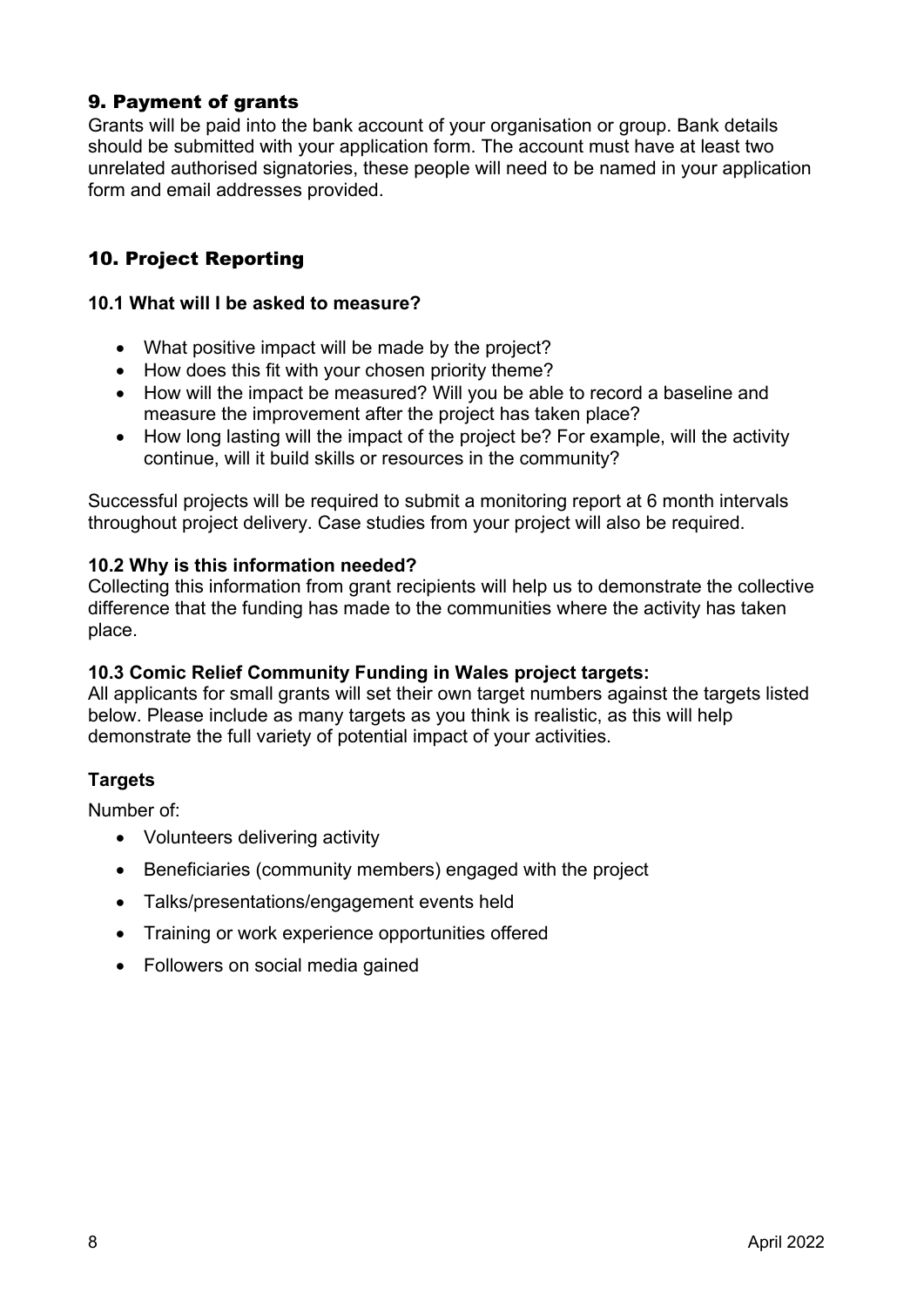## 9. Payment of grants

Grants will be paid into the bank account of your organisation or group. Bank details should be submitted with your application form. The account must have at least two unrelated authorised signatories, these people will need to be named in your application form and email addresses provided.

## 10. Project Reporting

**10.1 What will I be asked to measure?**

- What positive impact will be made by the project?
- How does this fit with your chosen priority theme?
- How will the impact be measured? Will you be able to record a baseline and measure the improvement after the project has taken place?
- How long lasting will the impact of the project be? For example, will the activity continue, will it build skills or resources in the community?

Successful projects will be required to submit a monitoring report at 6 month intervals throughout project delivery. Case studies from your project will also be required.

**10.2 Why is this information needed?**

Collecting this information from grant recipients will help us to demonstrate the collective difference that the funding has made to the communities where the activity has taken place.

**10.3 Comic Relief Community Funding in Wales project targets:**

All applicants for small grants will set their own target numbers against the targets listed below. Please include as many targets as you think is realistic, as this will help demonstrate the full variety of potential impact of your activities.

**Targets**

Number of:

- Volunteers delivering activity
- Beneficiaries (community members) engaged with the project
- Talks/presentations/engagement events held
- Training or work experience opportunities offered
- Followers on social media gained

April 2022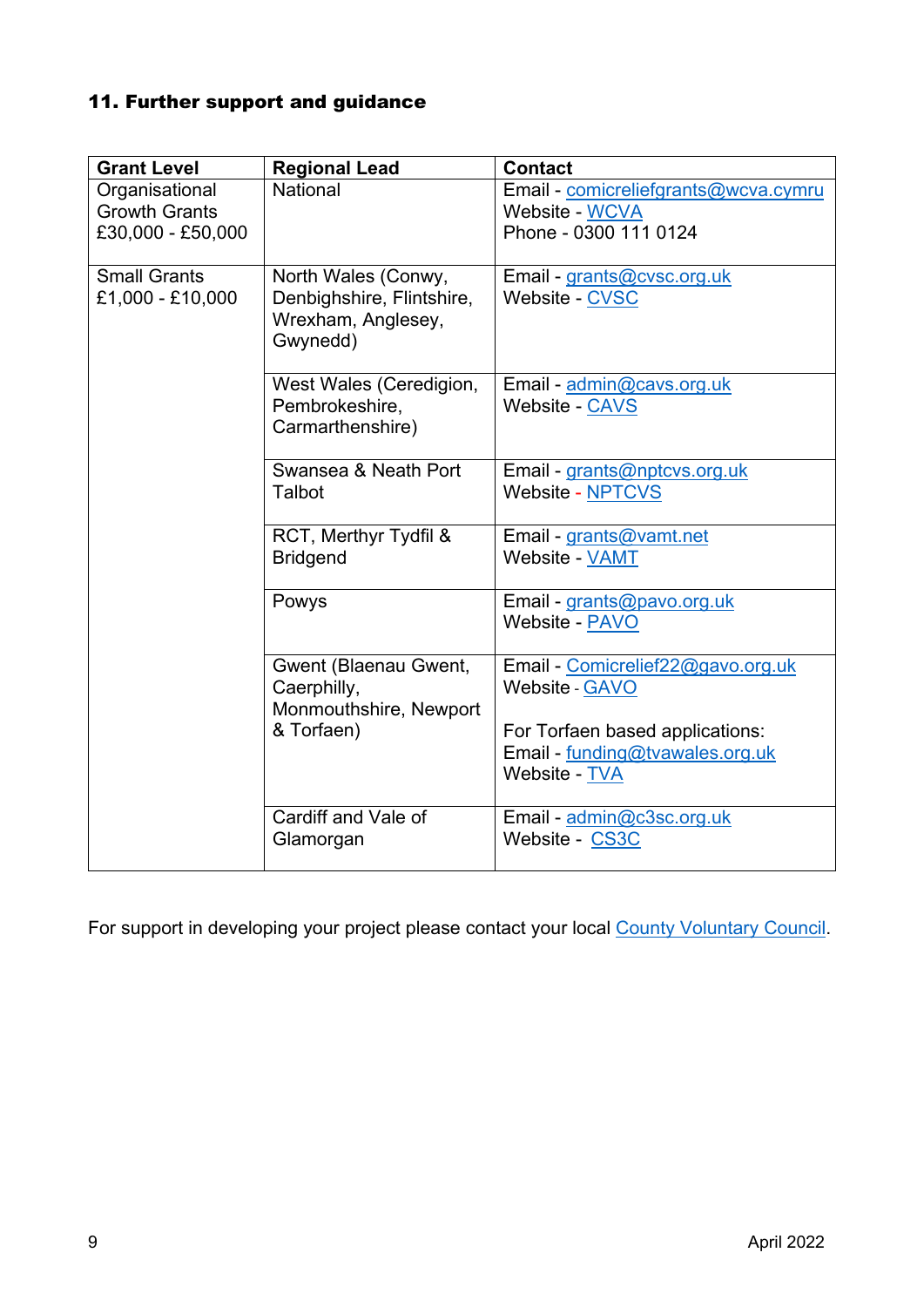## 11. Further support and guidance

| Grant Level | Regional Lead | Contact |
|---|---|---|
| Organisational Growth Grants £30,000 - £50,000 | National | Email - comicreliefgrants@wcva.cymru<br>Website - WCVA<br>Phone - 0300 111 0124 |
| Small Grants £1,000 - £10,000 | North Wales (Conwy, Denbighshire, Flintshire, Wrexham, Anglesey, Gwynedd) | Email - grants@cvsc.org.uk<br>Website - CVSC |
| | West Wales (Ceredigion, Pembrokeshire, Carmarthenshire) | Email - admin@cavs.org.uk<br>Website - CAVS |
| | Swansea & Neath Port Talbot | Email - grants@nptcvs.org.uk<br>Website - NPTCVS |
| | RCT, Merthyr Tydfil & Bridgend | Email - grants@vamt.net<br>Website - VAMT |
| | Powys | Email - grants@pavo.org.uk<br>Website - PAVO |
| | Gwent (Blaenau Gwent, Caerphilly, Monmouthshire, Newport & Torfaen) | Email - Comicrelief22@gavo.org.uk<br>Website - GAVO<br><br>For Torfaen based applications:<br>Email - funding@tvawales.org.uk<br>Website - TVA |
| | Cardiff and Vale of Glamorgan | Email - admin@c3sc.org.uk<br>Website - CS3C |

For support in developing your project please contact your local County Voluntary Council.